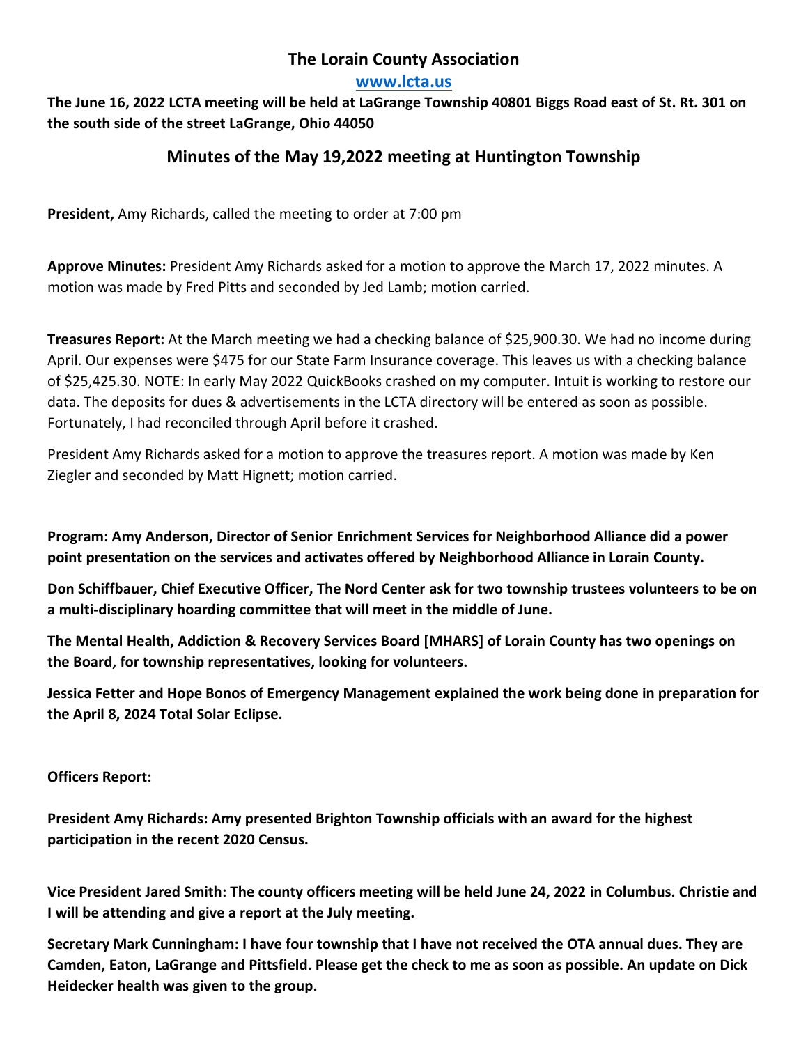# The Lorain County Association

**www.lcta.us**

**The June 16, 2022 LCTA meeting will be held at LaGrange Township 40801 Biggs Road east of St. Rt. 301 on the south side of the street LaGrange, Ohio 44050**

## Minutes of the May 19,2022 meeting at Huntington Township

**President,** Amy Richards, called the meeting to order at 7:00 pm

**Approve Minutes:** President Amy Richards asked for a motion to approve the March 17, 2022 minutes. A motion was made by Fred Pitts and seconded by Jed Lamb; motion carried.

**Treasures Report:** At the March meeting we had a checking balance of $25,900.30. We had no income during April. Our expenses were $475 for our State Farm Insurance coverage. This leaves us with a checking balance of $25,425.30. NOTE: In early May 2022 QuickBooks crashed on my computer. Intuit is working to restore our data. The deposits for dues & advertisements in the LCTA directory will be entered as soon as possible. Fortunately, I had reconciled through April before it crashed.

President Amy Richards asked for a motion to approve the treasures report. A motion was made by Ken Ziegler and seconded by Matt Hignett; motion carried.

**Program: Amy Anderson, Director of Senior Enrichment Services for Neighborhood Alliance did a power point presentation on the services and activates offered by Neighborhood Alliance in Lorain County.**

**Don Schiffbauer, Chief Executive Officer, The Nord Center ask for two township trustees volunteers to be on a multi-disciplinary hoarding committee that will meet in the middle of June.**

**The Mental Health, Addiction & Recovery Services Board [MHARS] of Lorain County has two openings on the Board, for township representatives, looking for volunteers.**

**Jessica Fetter and Hope Bonos of Emergency Management explained the work being done in preparation for the April 8, 2024 Total Solar Eclipse.**

**Officers Report:**

**President Amy Richards: Amy presented Brighton Township officials with an award for the highest participation in the recent 2020 Census.**

**Vice President Jared Smith: The county officers meeting will be held June 24, 2022 in Columbus. Christie and I will be attending and give a report at the July meeting.**

**Secretary Mark Cunningham: I have four township that I have not received the OTA annual dues. They are Camden, Eaton, LaGrange and Pittsfield. Please get the check to me as soon as possible. An update on Dick Heidecker health was given to the group.**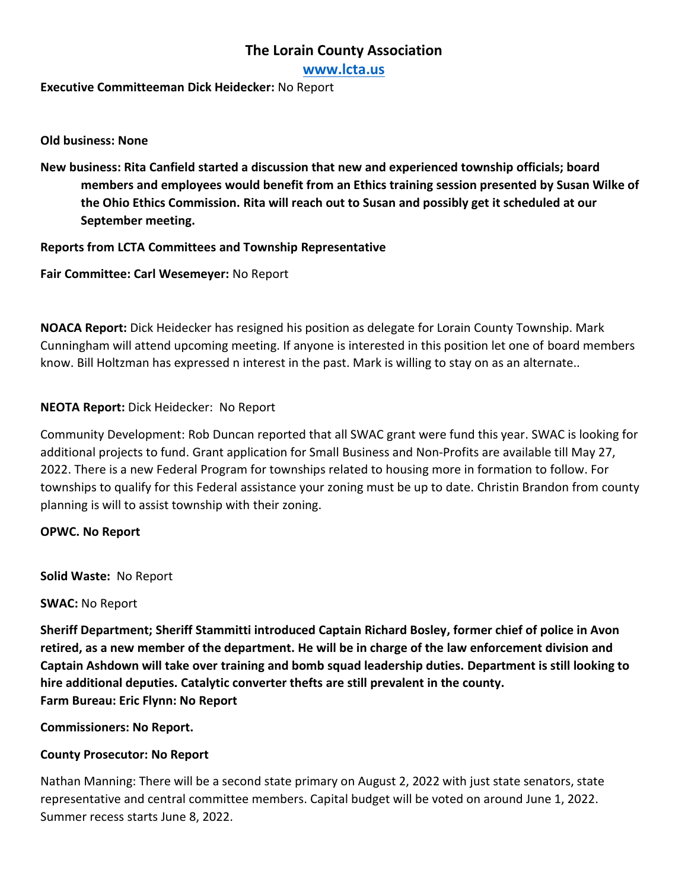# The Lorain County Association

**[www.lcta.us](http://www.lcta.us)**

**Executive Committeeman Dick Heidecker:** No Report

**Old business: None**

**New business: Rita Canfield started a discussion that new and experienced township officials; board members and employees would benefit from an Ethics training session presented by Susan Wilke of the Ohio Ethics Commission. Rita will reach out to Susan and possibly get it scheduled at our September meeting.**

**Reports from LCTA Committees and Township Representative**

**Fair Committee: Carl Wesemeyer:** No Report

**NOACA Report:** Dick Heidecker has resigned his position as delegate for Lorain County Township. Mark Cunningham will attend upcoming meeting. If anyone is interested in this position let one of board members know. Bill Holtzman has expressed n interest in the past. Mark is willing to stay on as an alternate..

**NEOTA Report:** Dick Heidecker: No Report

Community Development: Rob Duncan reported that all SWAC grant were fund this year. SWAC is looking for additional projects to fund. Grant application for Small Business and Non-Profits are available till May 27, 2022. There is a new Federal Program for townships related to housing more in formation to follow. For townships to qualify for this Federal assistance your zoning must be up to date. Christin Brandon from county planning is will to assist township with their zoning.

**OPWC. No Report**

**Solid Waste:** No Report

**SWAC:** No Report

**Sheriff Department; Sheriff Stammitti introduced Captain Richard Bosley, former chief of police in Avon retired, as a new member of the department. He will be in charge of the law enforcement division and Captain Ashdown will take over training and bomb squad leadership duties. Department is still looking to hire additional deputies. Catalytic converter thefts are still prevalent in the county.**

**Farm Bureau: Eric Flynn: No Report**

**Commissioners: No Report.**

**County Prosecutor: No Report**

Nathan Manning: There will be a second state primary on August 2, 2022 with just state senators, state representative and central committee members. Capital budget will be voted on around June 1, 2022. Summer recess starts June 8, 2022.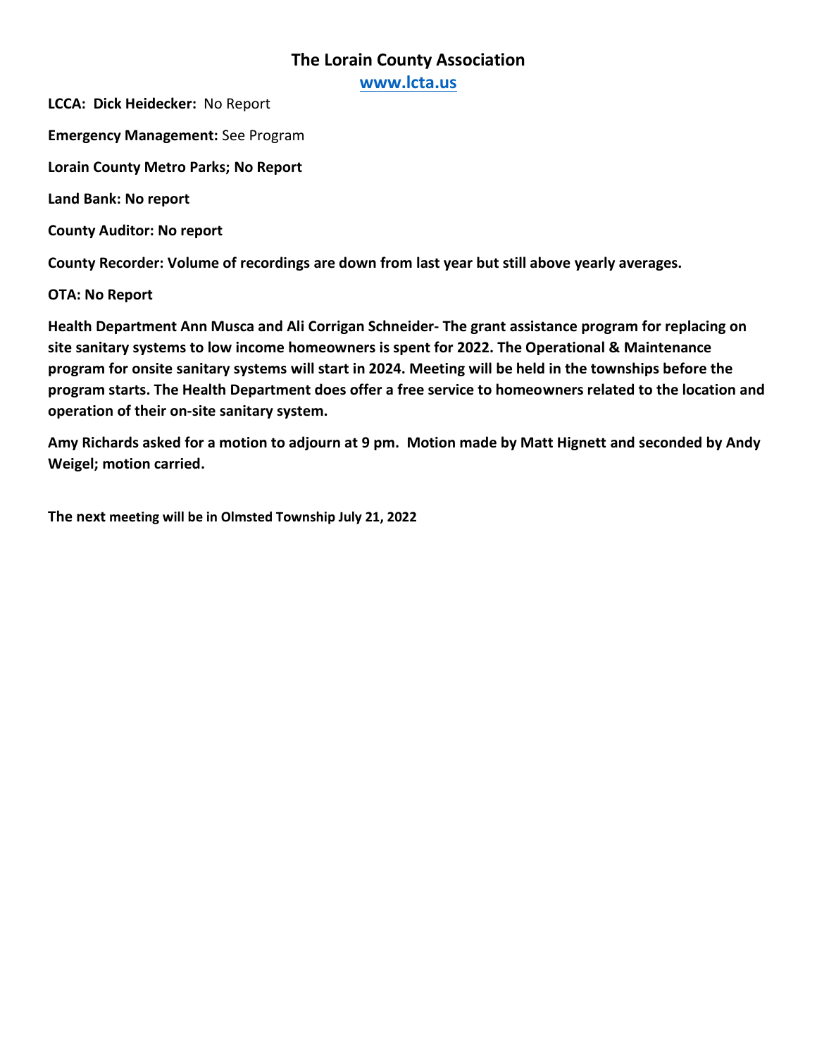## The Lorain County Association

[www.lcta.us](http://www.lcta.us)

**LCCA: Dick Heidecker:** No Report

**Emergency Management:** See Program

**Lorain County Metro Parks; No Report**

**Land Bank: No report**

**County Auditor: No report**

**County Recorder: Volume of recordings are down from last year but still above yearly averages.**

**OTA: No Report**

**Health Department Ann Musca and Ali Corrigan Schneider- The grant assistance program for replacing on site sanitary systems to low income homeowners is spent for 2022. The Operational & Maintenance program for onsite sanitary systems will start in 2024. Meeting will be held in the townships before the program starts. The Health Department does offer a free service to homeowners related to the location and operation of their on-site sanitary system.**

**Amy Richards asked for a motion to adjourn at 9 pm. Motion made by Matt Hignett and seconded by Andy Weigel; motion carried.**

**The next meeting will be in Olmsted Township July 21, 2022**